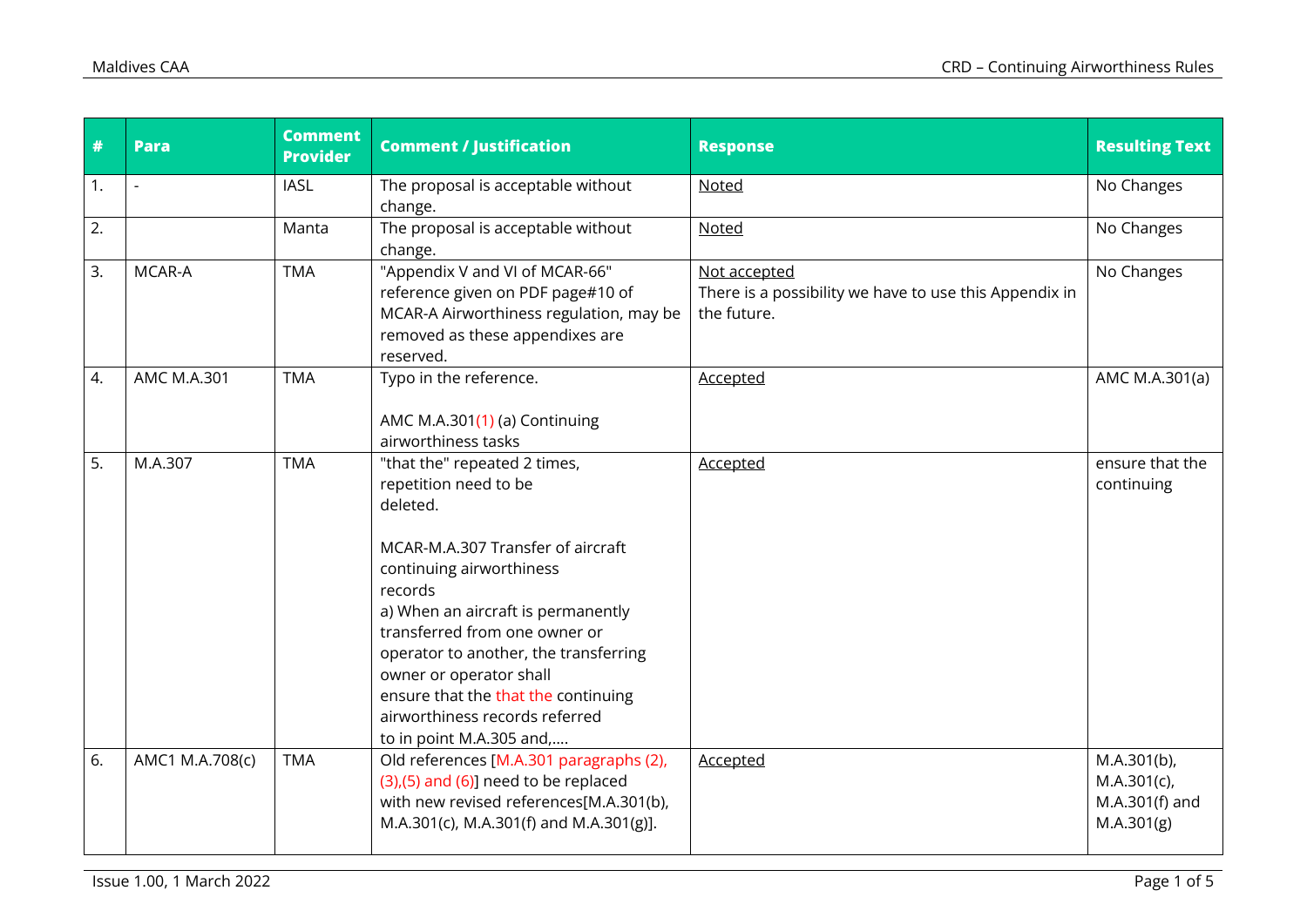| # | Para | Comment Provider | Comment / Justification | Response | Resulting Text |
|---|---|---|---|---|---|
| 1. | - | IASL | The proposal is acceptable without change. | Noted | No Changes |
| 2. | | Manta | The proposal is acceptable without change. | Noted | No Changes |
| 3. | MCAR-A | TMA | "Appendix V and VI of MCAR-66" reference given on PDF page#10 of MCAR-A Airworthiness regulation, may be removed as these appendixes are reserved. | Not accepted<br>There is a possibility we have to use this Appendix in the future. | No Changes |
| 4. | AMC M.A.301 | TMA | Typo in the reference.<br><br>AMC M.A.301(1) (a) Continuing airworthiness tasks | Accepted | AMC M.A.301(a) |
| 5. | M.A.307 | TMA | "that the" repeated 2 times, repetition need to be deleted.<br><br>MCAR-M.A.307 Transfer of aircraft continuing airworthiness records<br>a) When an aircraft is permanently transferred from one owner or operator to another, the transferring owner or operator shall ensure that the that the continuing airworthiness records referred to in point M.A.305 and,.... | Accepted | ensure that the continuing |
| 6. | AMC1 M.A.708(c) | TMA | Old references [M.A.301 paragraphs (2),(3),(5) and (6)] need to be replaced with new revised references[M.A.301(b), M.A.301(c), M.A.301(f) and M.A.301(g)]. | Accepted | M.A.301(b), M.A.301(c), M.A.301(f) and M.A.301(g) |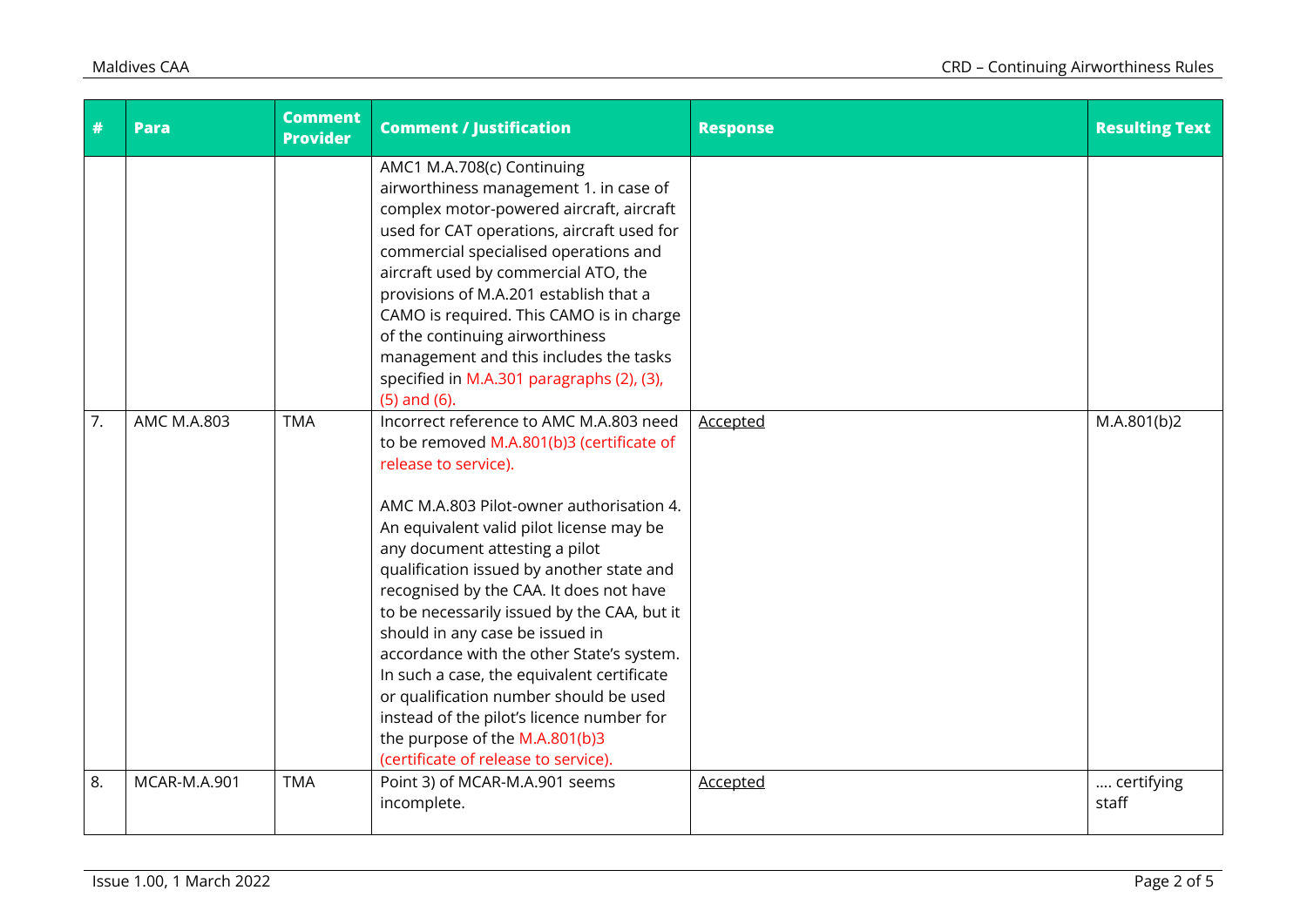| # | Para | Comment Provider | Comment / Justification | Response | Resulting Text |
|---|---|---|---|---|---|
| | | | AMC1 M.A.708(c) Continuing airworthiness management 1. in case of complex motor-powered aircraft, aircraft used for CAT operations, aircraft used for commercial specialised operations and aircraft used by commercial ATO, the provisions of M.A.201 establish that a CAMO is required. This CAMO is in charge of the continuing airworthiness management and this includes the tasks specified in M.A.301 paragraphs (2), (3), (5) and (6). | | |
| 7. | AMC M.A.803 | TMA | Incorrect reference to AMC M.A.803 need to be removed M.A.801(b)3 (certificate of release to service).<br><br>AMC M.A.803 Pilot-owner authorisation 4. An equivalent valid pilot license may be any document attesting a pilot qualification issued by another state and recognised by the CAA. It does not have to be necessarily issued by the CAA, but it should in any case be issued in accordance with the other State's system. In such a case, the equivalent certificate or qualification number should be used instead of the pilot's licence number for the purpose of the M.A.801(b)3 (certificate of release to service). | <u>Accepted</u> | M.A.801(b)2 |
| 8. | MCAR-M.A.901 | TMA | Point 3) of MCAR-M.A.901 seems incomplete. | <u>Accepted</u> | …. certifying staff |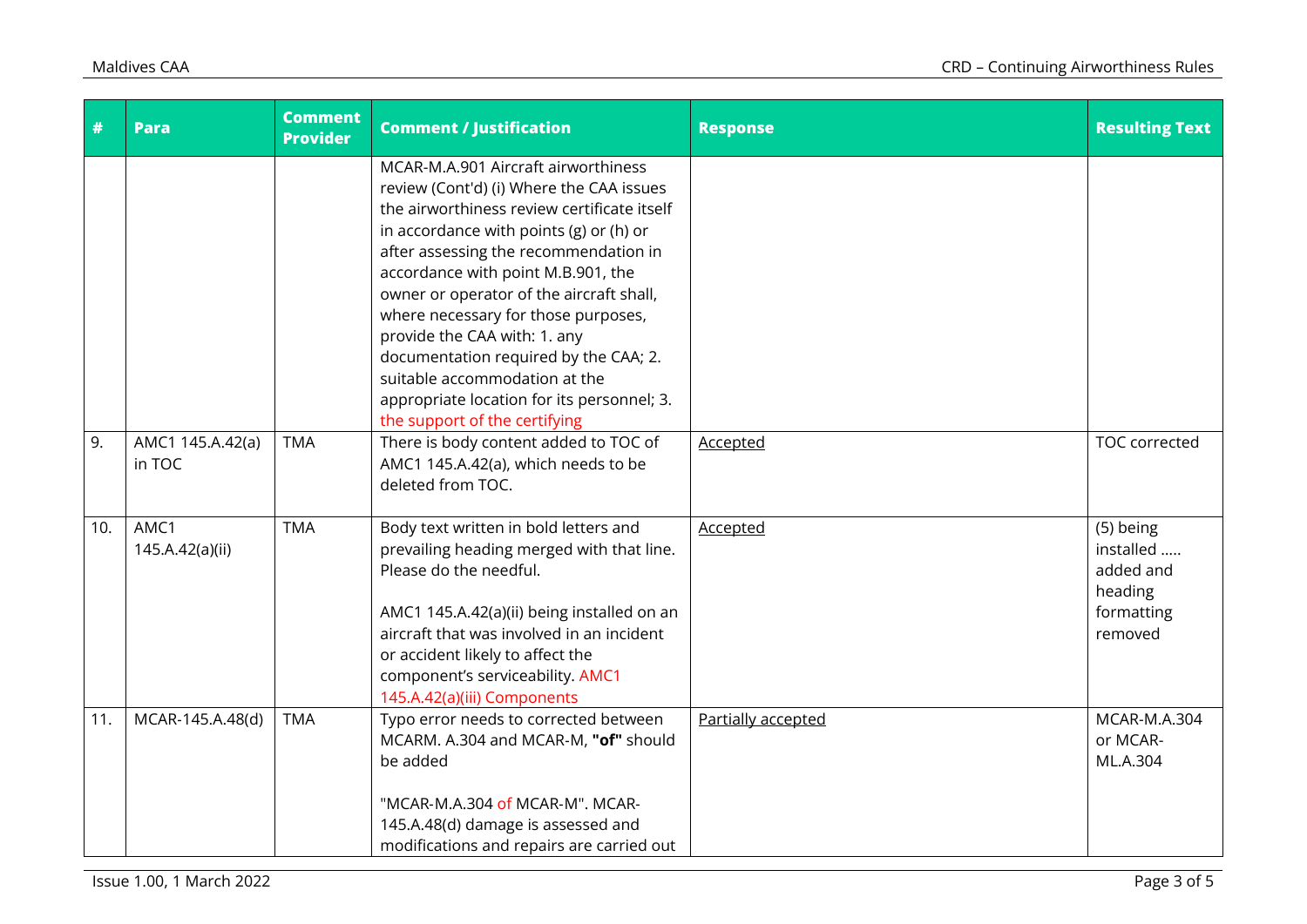| # | Para | Comment Provider | Comment / Justification | Response | Resulting Text |
|---|---|---|---|---|---|
| | | | MCAR-M.A.901 Aircraft airworthiness review (Cont'd) (i) Where the CAA issues the airworthiness review certificate itself in accordance with points (g) or (h) or after assessing the recommendation in accordance with point M.B.901, the owner or operator of the aircraft shall, where necessary for those purposes, provide the CAA with: 1. any documentation required by the CAA; 2. suitable accommodation at the appropriate location for its personnel; 3. the support of the certifying | | |
| 9. | AMC1 145.A.42(a) in TOC | TMA | There is body content added to TOC of AMC1 145.A.42(a), which needs to be deleted from TOC. | Accepted | TOC corrected |
| 10. | AMC1 145.A.42(a)(ii) | TMA | Body text written in bold letters and prevailing heading merged with that line. Please do the needful.<br><br>AMC1 145.A.42(a)(ii) being installed on an aircraft that was involved in an incident or accident likely to affect the component's serviceability. AMC1 145.A.42(a)(iii) Components | Accepted | (5) being installed ….. added and heading formatting removed |
| 11. | MCAR-145.A.48(d) | TMA | Typo error needs to corrected between MCARM. A.304 and MCAR-M, **"of"** should be added<br><br>"MCAR-M.A.304 of MCAR-M". MCAR-145.A.48(d) damage is assessed and modifications and repairs are carried out | Partially accepted | MCAR-M.A.304 or MCAR-ML.A.304 |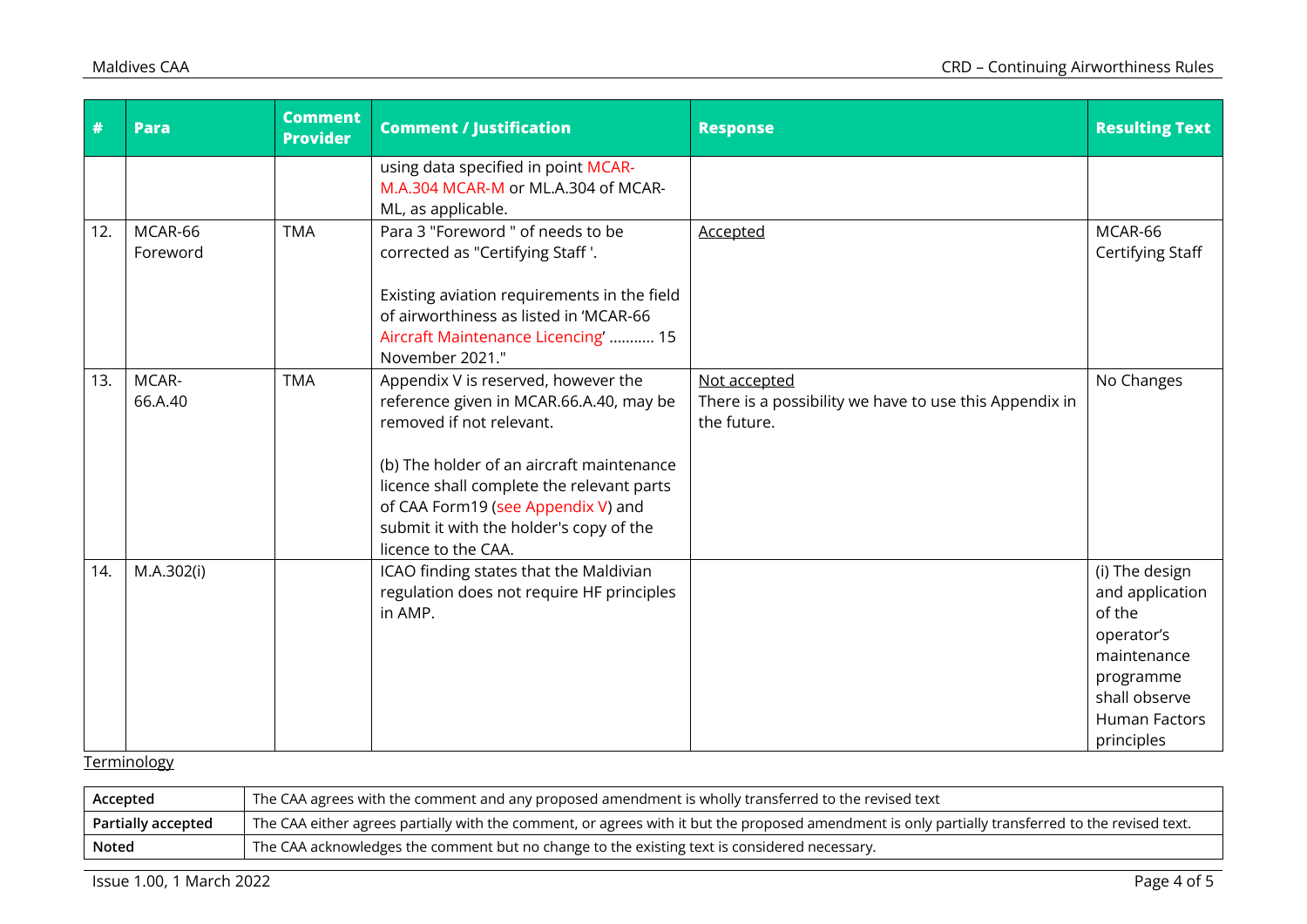| # | Para | Comment Provider | Comment / Justification | Response | Resulting Text |
|---|---|---|---|---|---|
| | | | using data specified in point MCAR-M.A.304 MCAR-M or ML.A.304 of MCAR-ML, as applicable. | | |
| 12. | MCAR-66 Foreword | TMA | Para 3 "Foreword " of needs to be corrected as "Certifying Staff '.<br><br>Existing aviation requirements in the field of airworthiness as listed in 'MCAR-66 Aircraft Maintenance Licencing' ........... 15 November 2021." | Accepted | MCAR-66 Certifying Staff |
| 13. | MCAR-66.A.40 | TMA | Appendix V is reserved, however the reference given in MCAR.66.A.40, may be removed if not relevant.<br><br>(b) The holder of an aircraft maintenance licence shall complete the relevant parts of CAA Form19 (see Appendix V) and submit it with the holder's copy of the licence to the CAA. | Not accepted<br>There is a possibility we have to use this Appendix in the future. | No Changes |
| 14. | M.A.302(i) | | ICAO finding states that the Maldivian regulation does not require HF principles in AMP. | | (i) The design and application of the operator's maintenance programme shall observe Human Factors principles |

Terminology

| | |
|---|---|
| **Accepted** | The CAA agrees with the comment and any proposed amendment is wholly transferred to the revised text |
| **Partially accepted** | The CAA either agrees partially with the comment, or agrees with it but the proposed amendment is only partially transferred to the revised text. |
| **Noted** | The CAA acknowledges the comment but no change to the existing text is considered necessary. |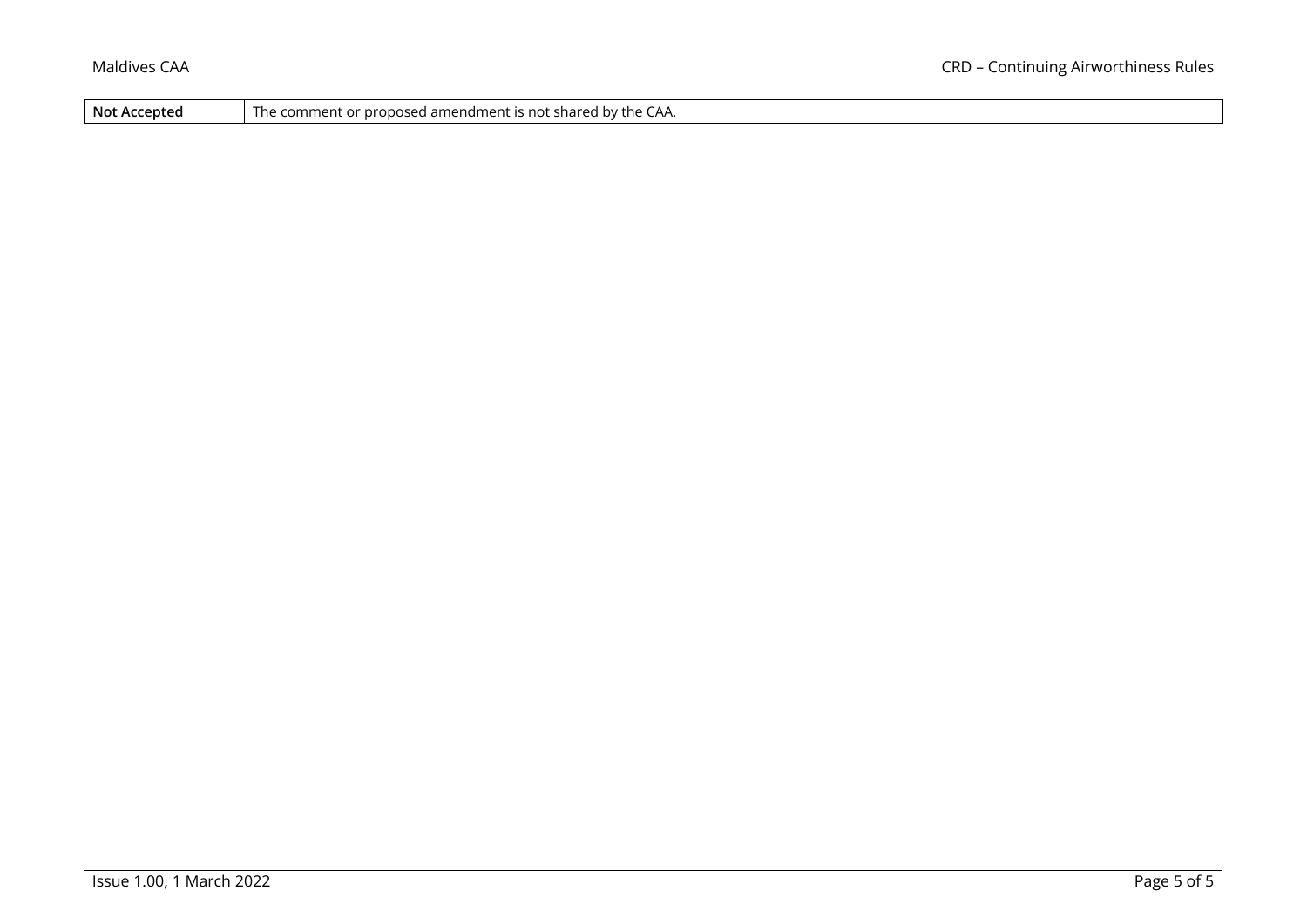| | |
|---|---|
| **Not Accepted** | The comment or proposed amendment is not shared by the CAA. |